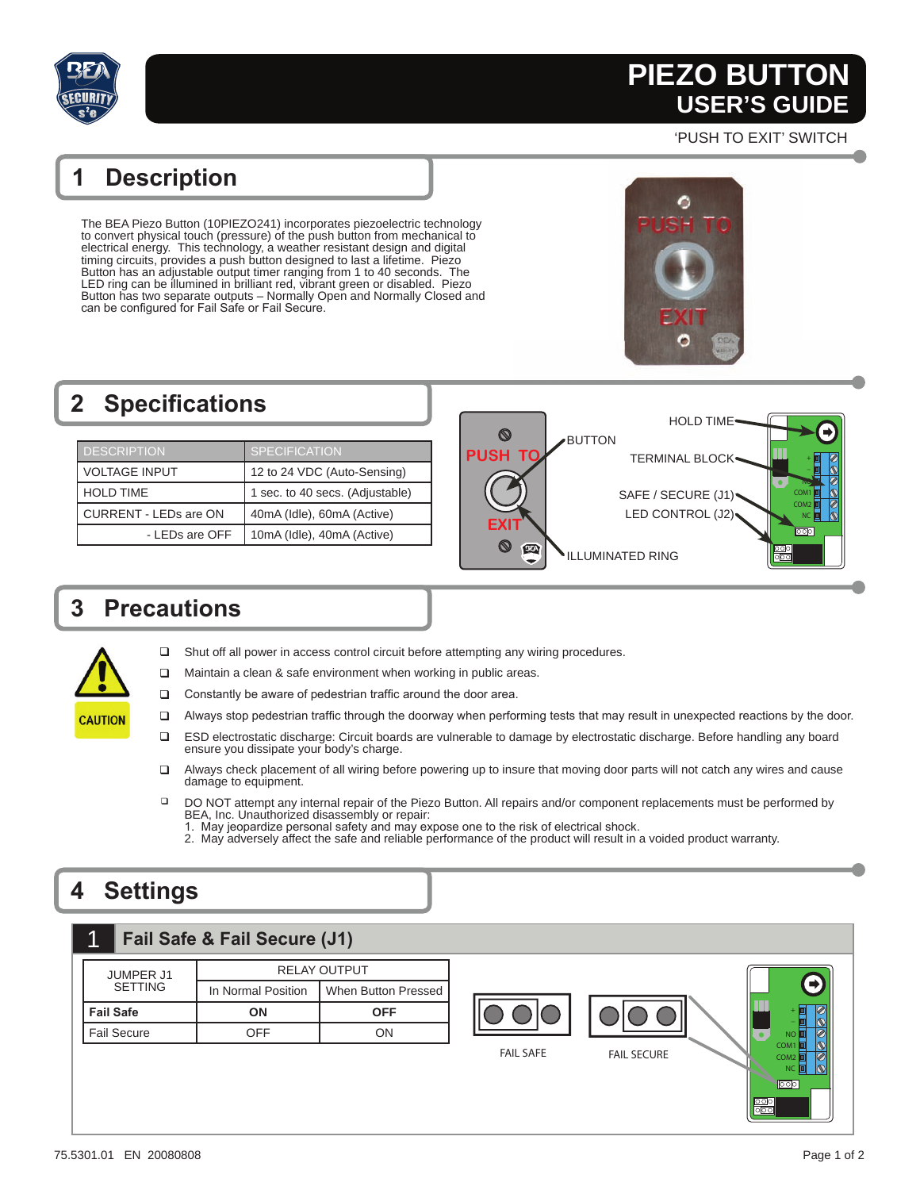# PIEZO BUTTON USER'S GUIDE

'PUSH TO EXIT' SWITCH

## 1 Description

The BEA Piezo Button (10PIEZO241) incorporates piezoelectric technology to convert physical touch (pressure) of the push button from mechanical to electrical energy. This technology, a weather resistant design and digital timing circuits, provides a push button designed to last a lifetime. Piezo Button has an adjustable output timer ranging from 1 to 40 seconds. The LED ring can be illumined in brilliant red, vibrant green or disabled. Piezo Button has two separate outputs – Normally Open and Normally Closed and can be configured for Fail Safe or Fail Secure.

## 2 Specifications

| DESCRIPTION | SPECIFICATION |
|---|---|
| VOLTAGE INPUT | 12 to 24 VDC (Auto-Sensing) |
| HOLD TIME | 1 sec. to 40 secs. (Adjustable) |
| CURRENT - LEDs are ON | 40mA (Idle), 60mA (Active) |
| - LEDs are OFF | 10mA (Idle), 40mA (Active) |

BUTTON

ILLUMINATED RING

HOLD TIME

TERMINAL BLOCK

SAFE / SECURE (J1)

LED CONTROL (J2)

## 3 Precautions

CAUTION

- Shut off all power in access control circuit before attempting any wiring procedures.
- Maintain a clean & safe environment when working in public areas.
- Constantly be aware of pedestrian traffic around the door area.
- Always stop pedestrian traffic through the doorway when performing tests that may result in unexpected reactions by the door.
- ESD electrostatic discharge: Circuit boards are vulnerable to damage by electrostatic discharge. Before handling any board ensure you dissipate your body's charge.
- Always check placement of all wiring before powering up to insure that moving door parts will not catch any wires and cause damage to equipment.
- DO NOT attempt any internal repair of the Piezo Button. All repairs and/or component replacements must be performed by BEA, Inc. Unauthorized disassembly or repair:
  1. May jeopardize personal safety and may expose one to the risk of electrical shock.
  2. May adversely affect the safe and reliable performance of the product will result in a voided product warranty.

## 4 Settings

### 1 Fail Safe & Fail Secure (J1)

| JUMPER J1 SETTING | RELAY OUTPUT | |
|---|---|---|
| | In Normal Position | When Button Pressed |
| **Fail Safe** | **ON** | **OFF** |
| Fail Secure | OFF | ON |

FAIL SAFE

FAIL SECURE

75.5301.01 EN 20080808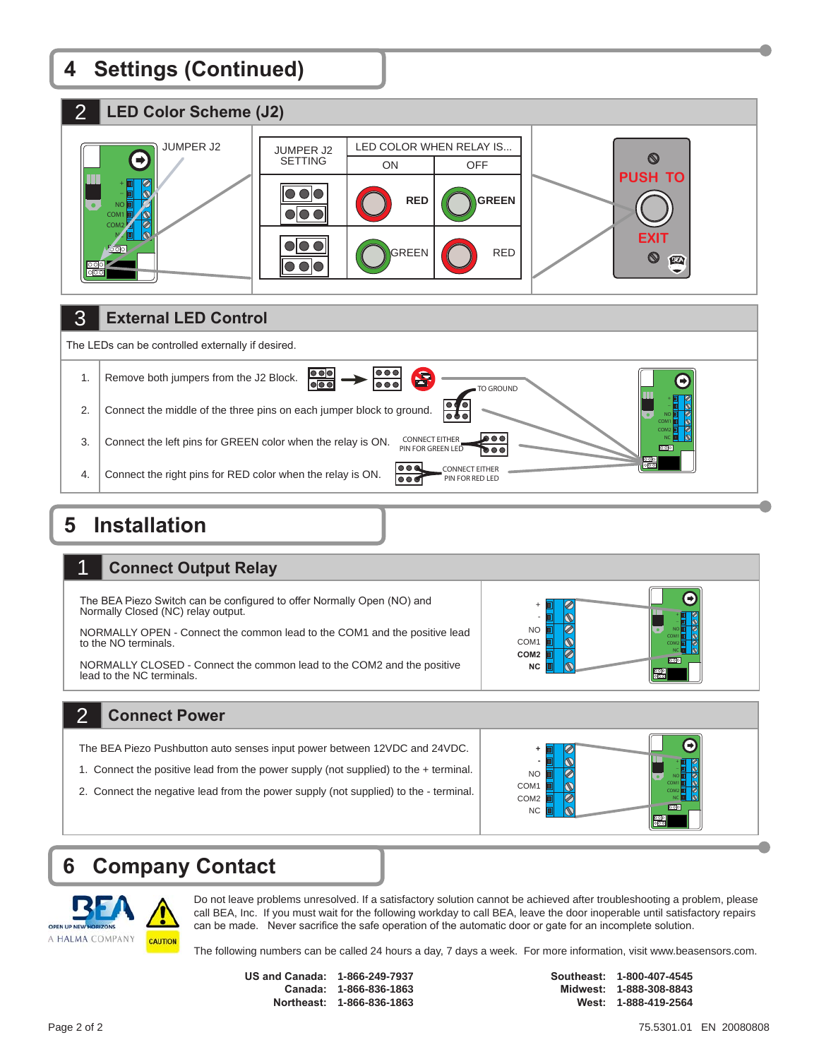# 4 Settings (Continued)

## 2 LED Color Scheme (J2)

JUMPER J2

| JUMPER J2 SETTING | LED COLOR WHEN RELAY IS... ON | OFF |
|---|---|---|
| (jumper position 1) | RED | GREEN |
| (jumper position 2) | GREEN | RED |

PUSH TO EXIT

## 3 External LED Control

The LEDs can be controlled externally if desired.

1. Remove both jumpers from the J2 Block.
2. Connect the middle of the three pins on each jumper block to ground.
3. Connect the left pins for GREEN color when the relay is ON.
4. Connect the right pins for RED color when the relay is ON.

TO GROUND

CONNECT EITHER PIN FOR GREEN LED

CONNECT EITHER PIN FOR RED LED

# 5 Installation

## 1 Connect Output Relay

The BEA Piezo Switch can be configured to offer Normally Open (NO) and Normally Closed (NC) relay output.

NORMALLY OPEN - Connect the common lead to the COM1 and the positive lead to the NO terminals.

NORMALLY CLOSED - Connect the common lead to the COM2 and the positive lead to the NC terminals.

## 2 Connect Power

The BEA Piezo Pushbutton auto senses input power between 12VDC and 24VDC.

1. Connect the positive lead from the power supply (not supplied) to the + terminal.
2. Connect the negative lead from the power supply (not supplied) to the - terminal.

# 6 Company Contact

Do not leave problems unresolved. If a satisfactory solution cannot be achieved after troubleshooting a problem, please call BEA, Inc. If you must wait for the following workday to call BEA, leave the door inoperable until satisfactory repairs can be made. Never sacrifice the safe operation of the automatic door or gate for an incomplete solution.

The following numbers can be called 24 hours a day, 7 days a week. For more information, visit www.beasensors.com.

| | | | |
|---|---|---|---|
| **US and Canada:** | **1-866-249-7937** | **Southeast:** | **1-800-407-4545** |
| **Canada:** | **1-866-836-1863** | **Midwest:** | **1-888-308-8843** |
| **Northeast:** | **1-866-836-1863** | **West:** | **1-888-419-2564** |

75.5301.01 EN 20080808